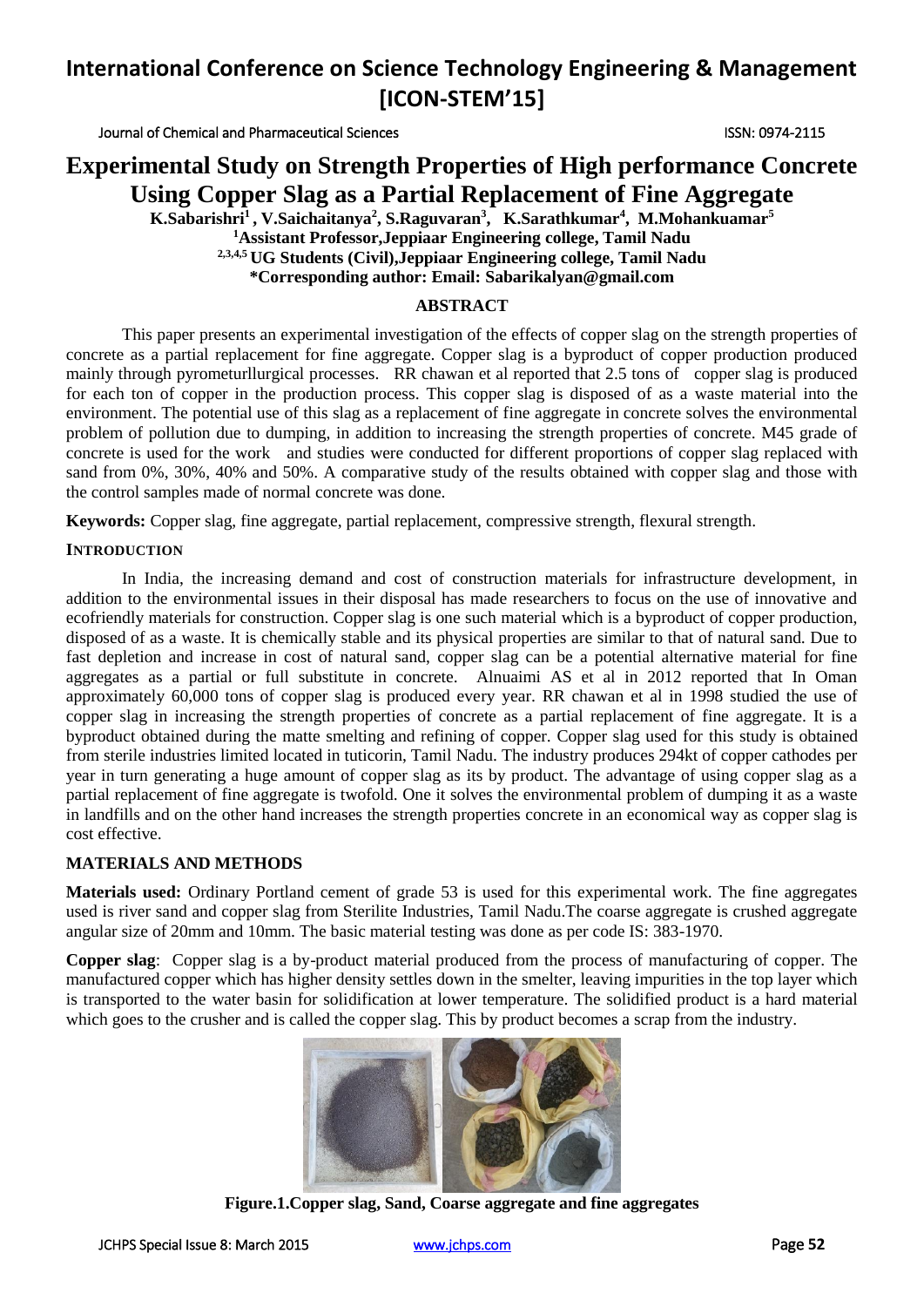# International Conference on Science Technology Engineering & Management [ICON-STEM'15]

Journal of Chemical and Pharmaceutical Sciences ISSN: 0974-2115

# Experimental Study on Strength Properties of High performance Concrete Using Copper Slag as a Partial Replacement of Fine Aggregate

**K.Sabarishri[1] , V.Saichaitanya[2], S.Raguvaran[3], K.Sarathkumar[4], M.Mohankuamar[5]**

**[1]Assistant Professor,Jeppiaar Engineering college, Tamil Nadu**

**[2,3,4,5] UG Students (Civil),Jeppiaar Engineering college, Tamil Nadu**

**\*Corresponding author: Email: Sabarikalyan@gmail.com**

## ABSTRACT

This paper presents an experimental investigation of the effects of copper slag on the strength properties of concrete as a partial replacement for fine aggregate. Copper slag is a byproduct of copper production produced mainly through pyrometurllurgical processes. RR chawan et al reported that 2.5 tons of copper slag is produced for each ton of copper in the production process. This copper slag is disposed of as a waste material into the environment. The potential use of this slag as a replacement of fine aggregate in concrete solves the environmental problem of pollution due to dumping, in addition to increasing the strength properties of concrete. M45 grade of concrete is used for the work and studies were conducted for different proportions of copper slag replaced with sand from 0%, 30%, 40% and 50%. A comparative study of the results obtained with copper slag and those with the control samples made of normal concrete was done.

**Keywords:** Copper slag, fine aggregate, partial replacement, compressive strength, flexural strength.

## INTRODUCTION

In India, the increasing demand and cost of construction materials for infrastructure development, in addition to the environmental issues in their disposal has made researchers to focus on the use of innovative and ecofriendly materials for construction. Copper slag is one such material which is a byproduct of copper production, disposed of as a waste. It is chemically stable and its physical properties are similar to that of natural sand. Due to fast depletion and increase in cost of natural sand, copper slag can be a potential alternative material for fine aggregates as a partial or full substitute in concrete. Alnuaimi AS et al in 2012 reported that In Oman approximately 60,000 tons of copper slag is produced every year. RR chawan et al in 1998 studied the use of copper slag in increasing the strength properties of concrete as a partial replacement of fine aggregate. It is a byproduct obtained during the matte smelting and refining of copper. Copper slag used for this study is obtained from sterile industries limited located in tuticorin, Tamil Nadu. The industry produces 294kt of copper cathodes per year in turn generating a huge amount of copper slag as its by product. The advantage of using copper slag as a partial replacement of fine aggregate is twofold. One it solves the environmental problem of dumping it as a waste in landfills and on the other hand increases the strength properties concrete in an economical way as copper slag is cost effective.

## MATERIALS AND METHODS

**Materials used:** Ordinary Portland cement of grade 53 is used for this experimental work. The fine aggregates used is river sand and copper slag from Sterilite Industries, Tamil Nadu.The coarse aggregate is crushed aggregate angular size of 20mm and 10mm. The basic material testing was done as per code IS: 383-1970.

**Copper slag**: Copper slag is a by-product material produced from the process of manufacturing of copper. The manufactured copper which has higher density settles down in the smelter, leaving impurities in the top layer which is transported to the water basin for solidification at lower temperature. The solidified product is a hard material which goes to the crusher and is called the copper slag. This by product becomes a scrap from the industry.

**Figure.1.Copper slag, Sand, Coarse aggregate and fine aggregates**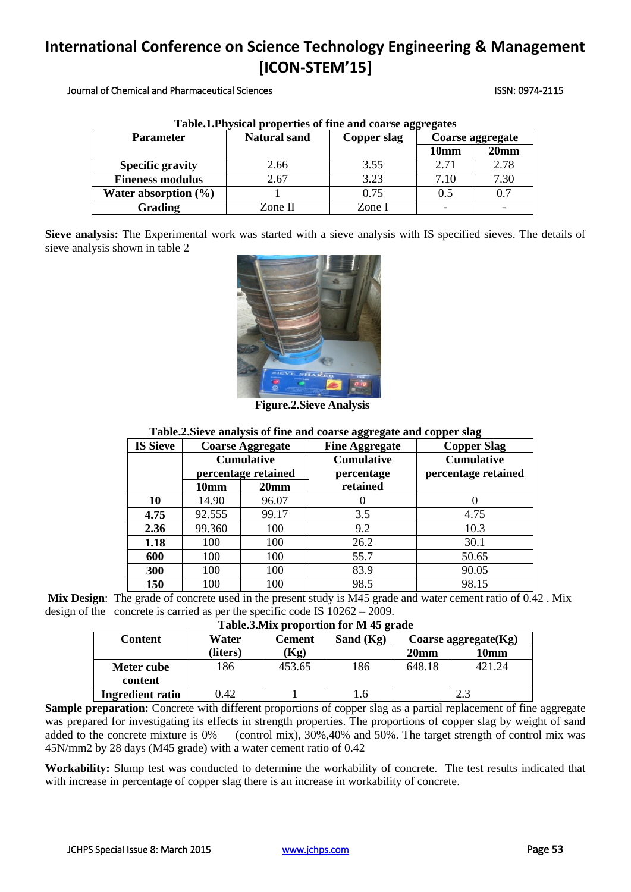**Table.1.Physical properties of fine and coarse aggregates**

| Parameter | Natural sand | Copper slag | Coarse aggregate | |
|---|---|---|---|---|
| | | | 10mm | 20mm |
| **Specific gravity** | 2.66 | 3.55 | 2.71 | 2.78 |
| **Fineness modulus** | 2.67 | 3.23 | 7.10 | 7.30 |
| **Water absorption (%)** | 1 | 0.75 | 0.5 | 0.7 |
| **Grading** | Zone II | Zone I | - | - |

**Sieve analysis:** The Experimental work was started with a sieve analysis with IS specified sieves. The details of sieve analysis shown in table 2

**Figure.2.Sieve Analysis**

**Table.2.Sieve analysis of fine and coarse aggregate and copper slag**

| IS Sieve | Coarse Aggregate Cumulative percentage retained | | Fine Aggregate Cumulative percentage retained | Copper Slag Cumulative percentage retained |
|---|---|---|---|---|
| | 10mm | 20mm | | |
| **10** | 14.90 | 96.07 | 0 | 0 |
| **4.75** | 92.555 | 99.17 | 3.5 | 4.75 |
| **2.36** | 99.360 | 100 | 9.2 | 10.3 |
| **1.18** | 100 | 100 | 26.2 | 30.1 |
| **600** | 100 | 100 | 55.7 | 50.65 |
| **300** | 100 | 100 | 83.9 | 90.05 |
| **150** | 100 | 100 | 98.5 | 98.15 |

**Mix Design**: The grade of concrete used in the present study is M45 grade and water cement ratio of 0.42 . Mix design of the concrete is carried as per the specific code IS 10262 – 2009.

**Table.3.Mix proportion for M 45 grade**

| Content | Water (liters) | Cement (Kg) | Sand (Kg) | Coarse aggregate(Kg) | |
|---|---|---|---|---|---|
| | | | | 20mm | 10mm |
| **Meter cube content** | 186 | 453.65 | 186 | 648.18 | 421.24 |
| **Ingredient ratio** | 0.42 | 1 | 1.6 | 2.3 | |

**Sample preparation:** Concrete with different proportions of copper slag as a partial replacement of fine aggregate was prepared for investigating its effects in strength properties. The proportions of copper slag by weight of sand added to the concrete mixture is 0% (control mix), 30%,40% and 50%. The target strength of control mix was 45N/mm2 by 28 days (M45 grade) with a water cement ratio of 0.42

**Workability:** Slump test was conducted to determine the workability of concrete. The test results indicated that with increase in percentage of copper slag there is an increase in workability of concrete.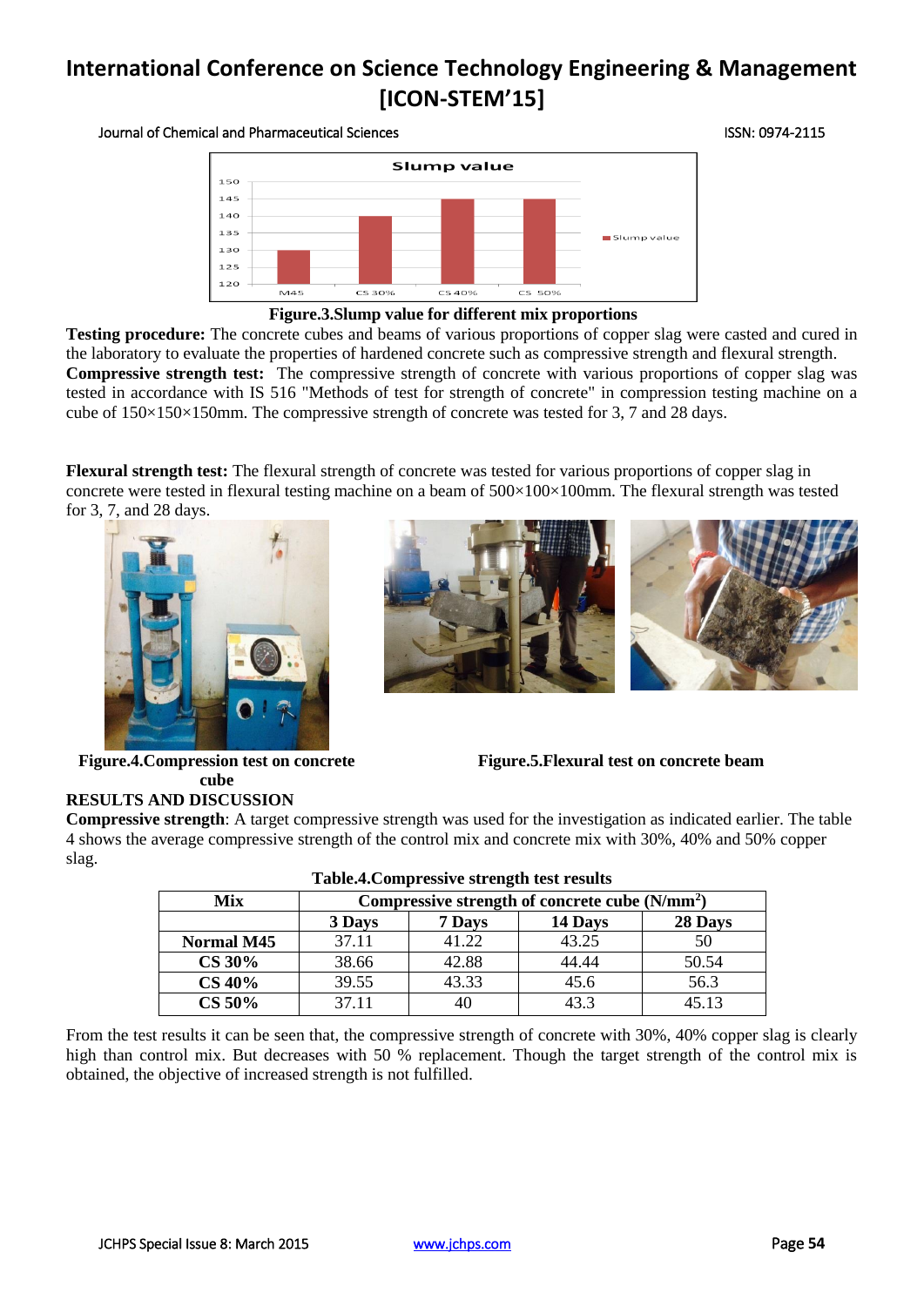Figure.3.Slump value for different mix proportions

**Testing procedure:** The concrete cubes and beams of various proportions of copper slag were casted and cured in the laboratory to evaluate the properties of hardened concrete such as compressive strength and flexural strength.

**Compressive strength test:** The compressive strength of concrete with various proportions of copper slag was tested in accordance with IS 516 "Methods of test for strength of concrete" in compression testing machine on a cube of 150×150×150mm. The compressive strength of concrete was tested for 3, 7 and 28 days.

**Flexural strength test:** The flexural strength of concrete was tested for various proportions of copper slag in concrete were tested in flexural testing machine on a beam of 500×100×100mm. The flexural strength was tested for 3, 7, and 28 days.

Figure.4.Compression test on concrete cube

Figure.5.Flexural test on concrete beam

## RESULTS AND DISCUSSION

**Compressive strength**: A target compressive strength was used for the investigation as indicated earlier. The table 4 shows the average compressive strength of the control mix and concrete mix with 30%, 40% and 50% copper slag.

**Table.4.Compressive strength test results**

| Mix | Compressive strength of concrete cube (N/mm$^2$) | | | |
|---|---|---|---|---|
| | 3 Days | 7 Days | 14 Days | 28 Days |
| Normal M45 | 37.11 | 41.22 | 43.25 | 50 |
| CS 30% | 38.66 | 42.88 | 44.44 | 50.54 |
| CS 40% | 39.55 | 43.33 | 45.6 | 56.3 |
| CS 50% | 37.11 | 40 | 43.3 | 45.13 |

From the test results it can be seen that, the compressive strength of concrete with 30%, 40% copper slag is clearly high than control mix. But decreases with 50 % replacement. Though the target strength of the control mix is obtained, the objective of increased strength is not fulfilled.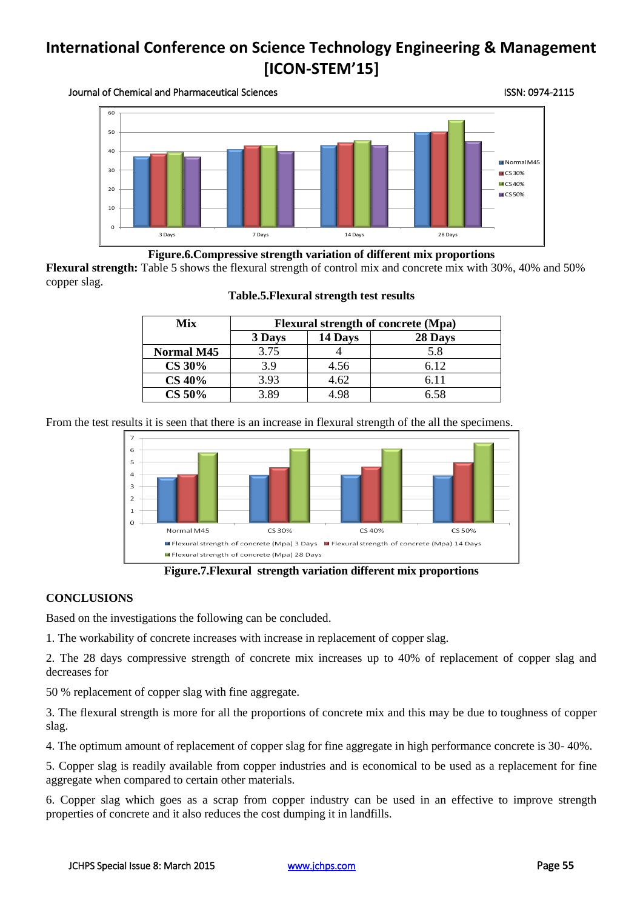**Figure.6.Compressive strength variation of different mix proportions**

**Flexural strength:** Table 5 shows the flexural strength of control mix and concrete mix with 30%, 40% and 50% copper slag.

**Table.5.Flexural strength test results**

| Mix | Flexural strength of concrete (Mpa) | | |
|---|---|---|---|
| | 3 Days | 14 Days | 28 Days |
| **Normal M45** | 3.75 | 4 | 5.8 |
| **CS 30%** | 3.9 | 4.56 | 6.12 |
| **CS 40%** | 3.93 | 4.62 | 6.11 |
| **CS 50%** | 3.89 | 4.98 | 6.58 |

From the test results it is seen that there is an increase in flexural strength of the all the specimens.

**Figure.7.Flexural strength variation different mix proportions**

## CONCLUSIONS

Based on the investigations the following can be concluded.

1. The workability of concrete increases with increase in replacement of copper slag.

2. The 28 days compressive strength of concrete mix increases up to 40% of replacement of copper slag and decreases for

50 % replacement of copper slag with fine aggregate.

3. The flexural strength is more for all the proportions of concrete mix and this may be due to toughness of copper slag.

4. The optimum amount of replacement of copper slag for fine aggregate in high performance concrete is 30- 40%.

5. Copper slag is readily available from copper industries and is economical to be used as a replacement for fine aggregate when compared to certain other materials.

6. Copper slag which goes as a scrap from copper industry can be used in an effective to improve strength properties of concrete and it also reduces the cost dumping it in landfills.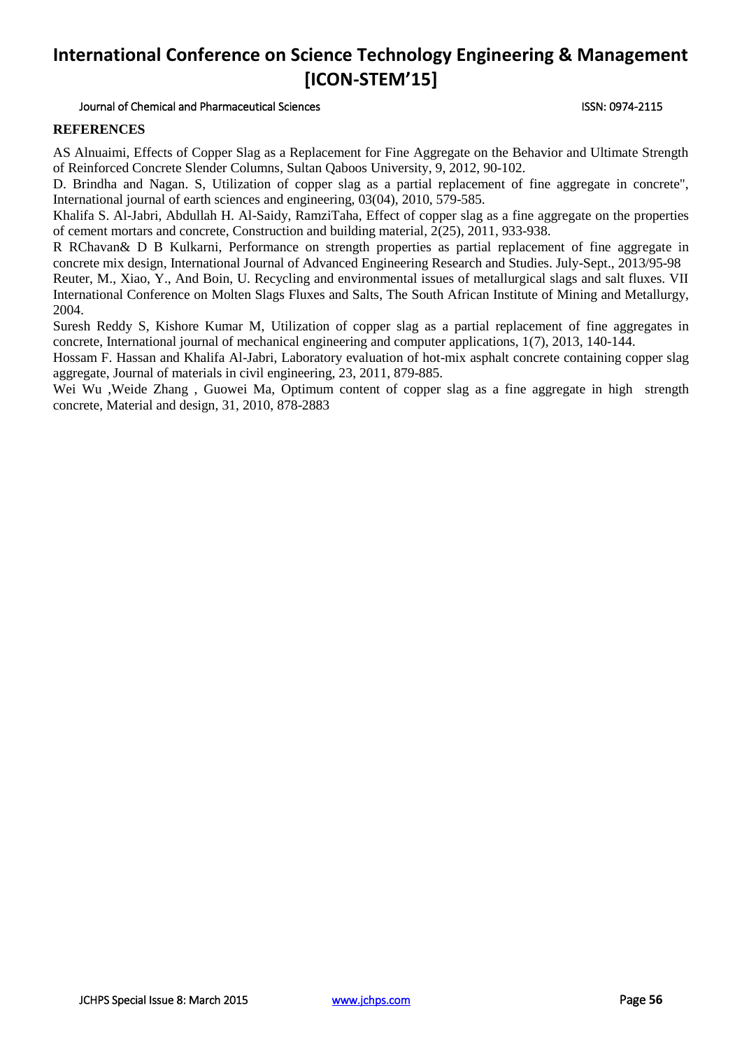**REFERENCES**

AS Alnuaimi, Effects of Copper Slag as a Replacement for Fine Aggregate on the Behavior and Ultimate Strength of Reinforced Concrete Slender Columns, Sultan Qaboos University, 9, 2012, 90-102.

D. Brindha and Nagan. S, Utilization of copper slag as a partial replacement of fine aggregate in concrete", International journal of earth sciences and engineering, 03(04), 2010, 579-585.

Khalifa S. Al-Jabri, Abdullah H. Al-Saidy, RamziTaha, Effect of copper slag as a fine aggregate on the properties of cement mortars and concrete, Construction and building material, 2(25), 2011, 933-938.

R RChavan& D B Kulkarni, Performance on strength properties as partial replacement of fine aggregate in concrete mix design, International Journal of Advanced Engineering Research and Studies. July-Sept., 2013/95-98

Reuter, M., Xiao, Y., And Boin, U. Recycling and environmental issues of metallurgical slags and salt fluxes. VII International Conference on Molten Slags Fluxes and Salts, The South African Institute of Mining and Metallurgy, 2004.

Suresh Reddy S, Kishore Kumar M, Utilization of copper slag as a partial replacement of fine aggregates in concrete, International journal of mechanical engineering and computer applications, 1(7), 2013, 140-144.

Hossam F. Hassan and Khalifa Al-Jabri, Laboratory evaluation of hot-mix asphalt concrete containing copper slag aggregate, Journal of materials in civil engineering, 23, 2011, 879-885.

Wei Wu ,Weide Zhang , Guowei Ma, Optimum content of copper slag as a fine aggregate in high strength concrete, Material and design, 31, 2010, 878-2883